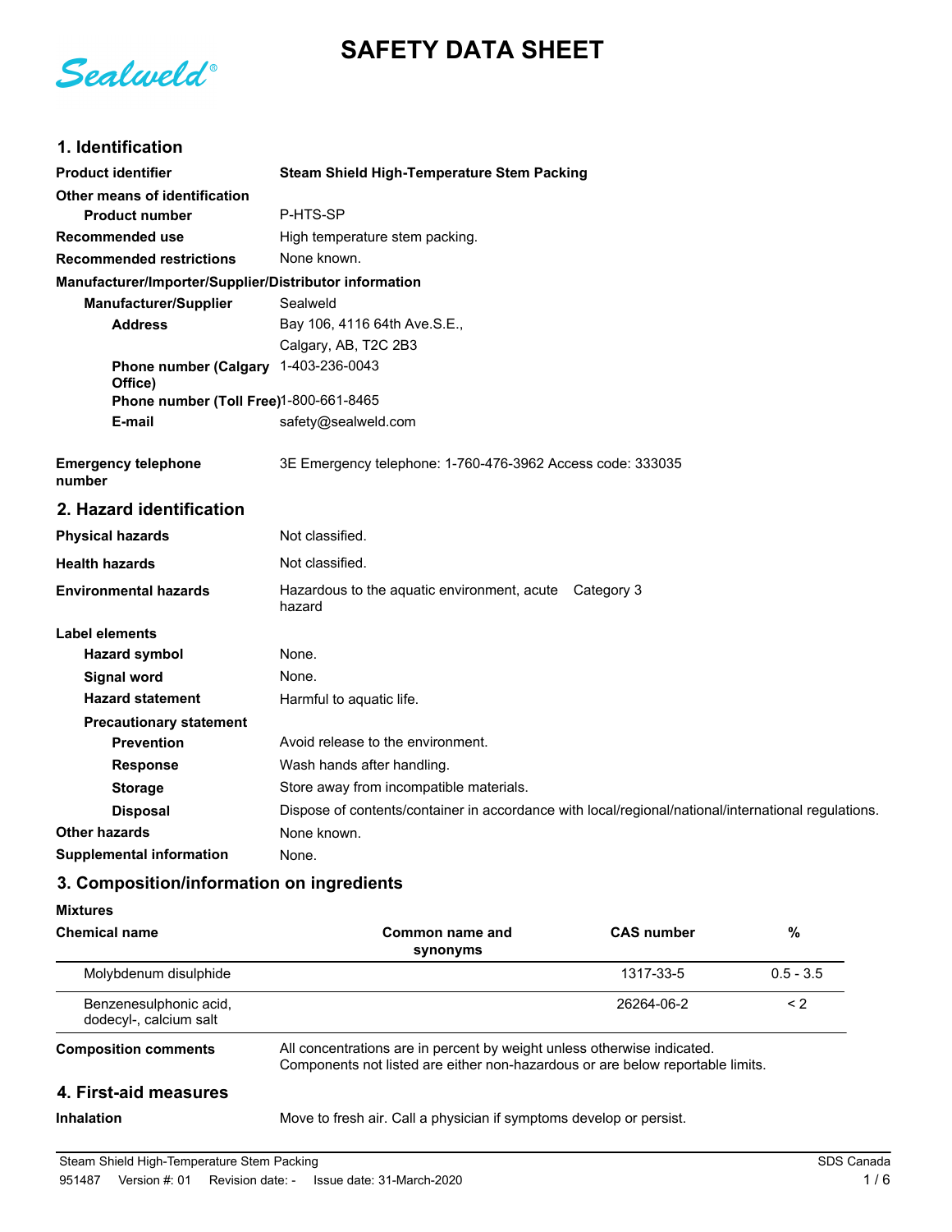# SAFETY DATA SHEET

Sealweld®

## 1. Identification

| | |
|---|---|
| **Product identifier** | **Steam Shield High-Temperature Stem Packing** |
| **Other means of identification** | |
| **Product number** | P-HTS-SP |
| **Recommended use** | High temperature stem packing. |
| **Recommended restrictions** | None known. |

**Manufacturer/Importer/Supplier/Distributor information**

| | |
|---|---|
| **Manufacturer/Supplier** | Sealweld |
| **Address** | Bay 106, 4116 64th Ave.S.E., |
| | Calgary, AB, T2C 2B3 |
| **Phone number (Calgary Office)** | 1-403-236-0043 |
| **Phone number (Toll Free)** | 1-800-661-8465 |
| **E-mail** | safety@sealweld.com |
| **Emergency telephone number** | 3E Emergency telephone: 1-760-476-3962 Access code: 333035 |

## 2. Hazard identification

| | | |
|---|---|---|
| **Physical hazards** | Not classified. | |
| **Health hazards** | Not classified. | |
| **Environmental hazards** | Hazardous to the aquatic environment, acute hazard | Category 3 |

**Label elements**

| | |
|---|---|
| **Hazard symbol** | None. |
| **Signal word** | None. |
| **Hazard statement** | Harmful to aquatic life. |
| **Precautionary statement** | |
| **Prevention** | Avoid release to the environment. |
| **Response** | Wash hands after handling. |
| **Storage** | Store away from incompatible materials. |
| **Disposal** | Dispose of contents/container in accordance with local/regional/national/international regulations. |
| **Other hazards** | None known. |
| **Supplemental information** | None. |

## 3. Composition/information on ingredients

**Mixtures**

| Chemical name | Common name and synonyms | CAS number | % |
|---|---|---|---|
| Molybdenum disulphide | | 1317-33-5 | 0.5 - 3.5 |
| Benzenesulphonic acid, dodecyl-, calcium salt | | 26264-06-2 | < 2 |

**Composition comments** All concentrations are in percent by weight unless otherwise indicated. Components not listed are either non-hazardous or are below reportable limits.

## 4. First-aid measures

**Inhalation** Move to fresh air. Call a physician if symptoms develop or persist.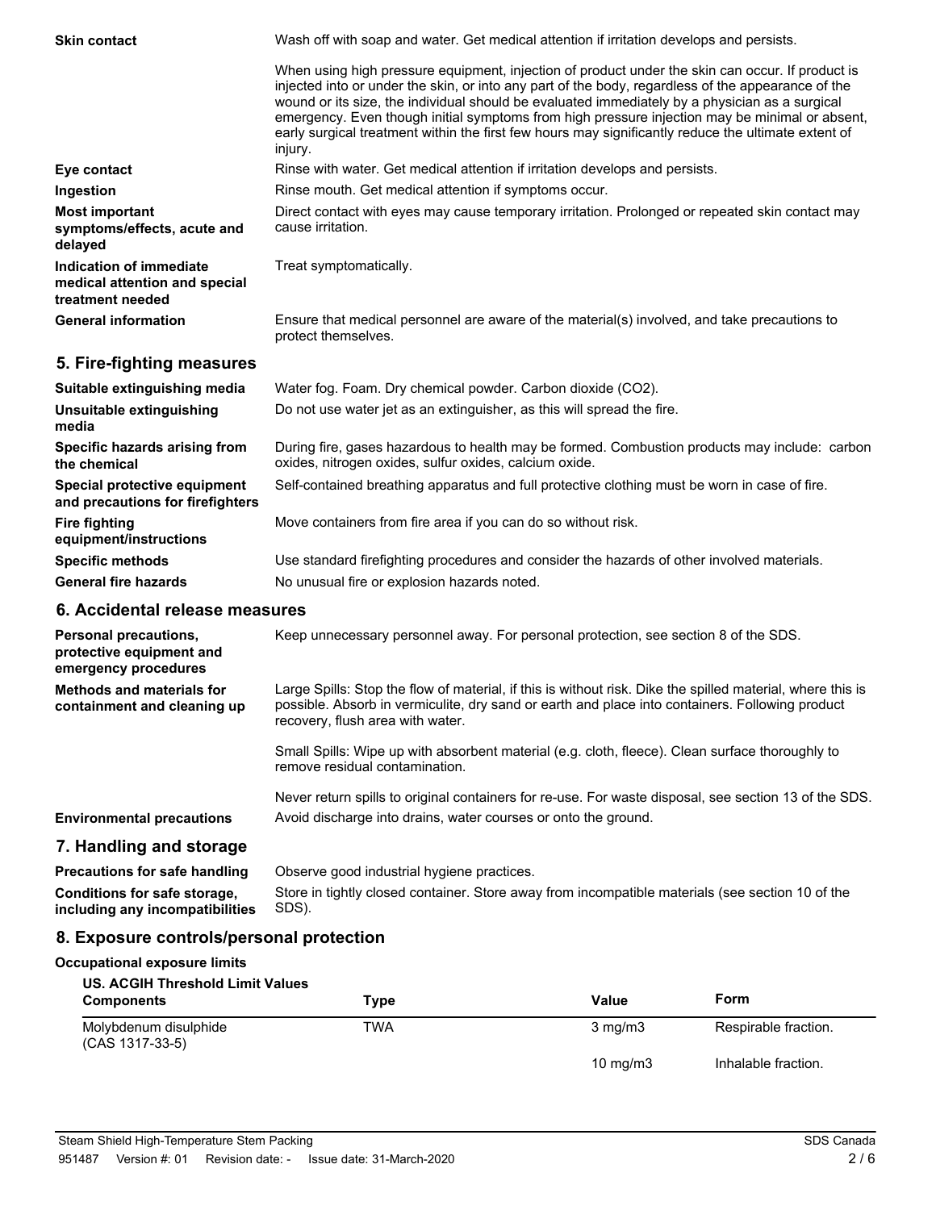**Skin contact**

Wash off with soap and water. Get medical attention if irritation develops and persists.

When using high pressure equipment, injection of product under the skin can occur. If product is injected into or under the skin, or into any part of the body, regardless of the appearance of the wound or its size, the individual should be evaluated immediately by a physician as a surgical emergency. Even though initial symptoms from high pressure injection may be minimal or absent, early surgical treatment within the first few hours may significantly reduce the ultimate extent of injury.

**Eye contact**

Rinse with water. Get medical attention if irritation develops and persists.

**Ingestion**

Rinse mouth. Get medical attention if symptoms occur.

**Most important symptoms/effects, acute and delayed**

Direct contact with eyes may cause temporary irritation. Prolonged or repeated skin contact may cause irritation.

**Indication of immediate medical attention and special treatment needed**

Treat symptomatically.

**General information**

Ensure that medical personnel are aware of the material(s) involved, and take precautions to protect themselves.

## 5. Fire-fighting measures

**Suitable extinguishing media**

Water fog. Foam. Dry chemical powder. Carbon dioxide ($CO_2$).

**Unsuitable extinguishing media**

Do not use water jet as an extinguisher, as this will spread the fire.

**Specific hazards arising from the chemical**

During fire, gases hazardous to health may be formed. Combustion products may include: carbon oxides, nitrogen oxides, sulfur oxides, calcium oxide.

**Special protective equipment and precautions for firefighters**

Self-contained breathing apparatus and full protective clothing must be worn in case of fire.

**Fire fighting equipment/instructions**

Move containers from fire area if you can do so without risk.

**Specific methods**

Use standard firefighting procedures and consider the hazards of other involved materials.

**General fire hazards**

No unusual fire or explosion hazards noted.

## 6. Accidental release measures

**Personal precautions, protective equipment and emergency procedures**

Keep unnecessary personnel away. For personal protection, see section 8 of the SDS.

**Methods and materials for containment and cleaning up**

Large Spills: Stop the flow of material, if this is without risk. Dike the spilled material, where this is possible. Absorb in vermiculite, dry sand or earth and place into containers. Following product recovery, flush area with water.

Small Spills: Wipe up with absorbent material (e.g. cloth, fleece). Clean surface thoroughly to remove residual contamination.

Never return spills to original containers for re-use. For waste disposal, see section 13 of the SDS.

**Environmental precautions**

Avoid discharge into drains, water courses or onto the ground.

## 7. Handling and storage

**Precautions for safe handling**

Observe good industrial hygiene practices.

**Conditions for safe storage, including any incompatibilities**

Store in tightly closed container. Store away from incompatible materials (see section 10 of the SDS).

## 8. Exposure controls/personal protection

**Occupational exposure limits**

**US. ACGIH Threshold Limit Values**

| Components | Type | Value | Form |
|---|---|---|---|
| Molybdenum disulphide (CAS 1317-33-5) | TWA | 3 mg/m3 | Respirable fraction. |
| | | 10 mg/m3 | Inhalable fraction. |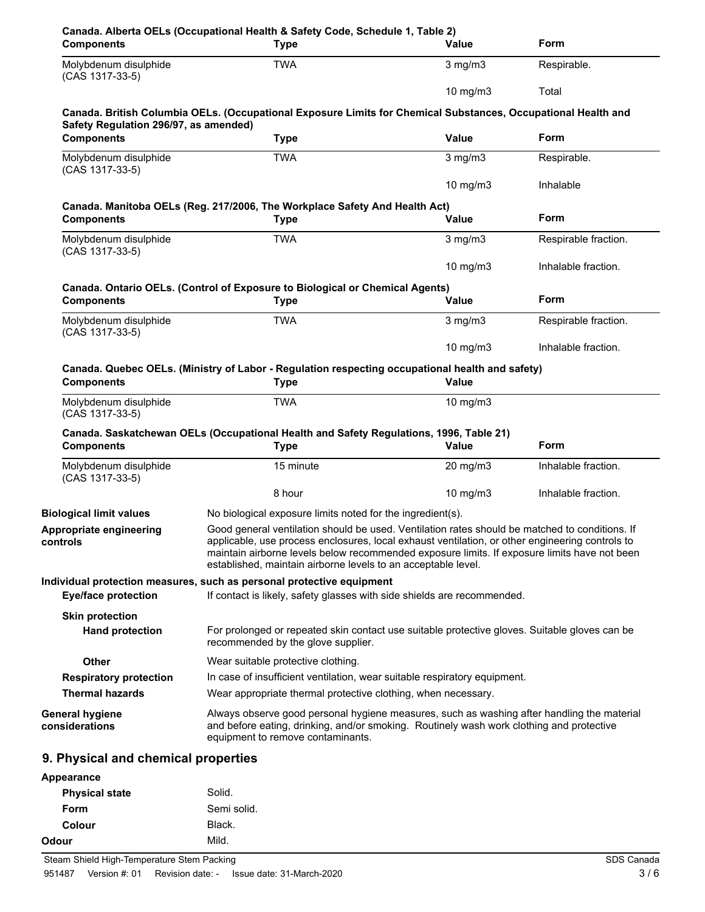**Canada. Alberta OELs (Occupational Health & Safety Code, Schedule 1, Table 2)**

| Components | Type | Value | Form |
| --- | --- | --- | --- |
| Molybdenum disulphide (CAS 1317-33-5) | TWA | 3 mg/m3 | Respirable. |
| | | 10 mg/m3 | Total |

**Canada. British Columbia OELs. (Occupational Exposure Limits for Chemical Substances, Occupational Health and Safety Regulation 296/97, as amended)**

| Components | Type | Value | Form |
| --- | --- | --- | --- |
| Molybdenum disulphide (CAS 1317-33-5) | TWA | 3 mg/m3 | Respirable. |
| | | 10 mg/m3 | Inhalable |

**Canada. Manitoba OELs (Reg. 217/2006, The Workplace Safety And Health Act)**

| Components | Type | Value | Form |
| --- | --- | --- | --- |
| Molybdenum disulphide (CAS 1317-33-5) | TWA | 3 mg/m3 | Respirable fraction. |
| | | 10 mg/m3 | Inhalable fraction. |

**Canada. Ontario OELs. (Control of Exposure to Biological or Chemical Agents)**

| Components | Type | Value | Form |
| --- | --- | --- | --- |
| Molybdenum disulphide (CAS 1317-33-5) | TWA | 3 mg/m3 | Respirable fraction. |
| | | 10 mg/m3 | Inhalable fraction. |

**Canada. Quebec OELs. (Ministry of Labor - Regulation respecting occupational health and safety)**

| Components | Type | Value |
| --- | --- | --- |
| Molybdenum disulphide (CAS 1317-33-5) | TWA | 10 mg/m3 |

**Canada. Saskatchewan OELs (Occupational Health and Safety Regulations, 1996, Table 21)**

| Components | Type | Value | Form |
| --- | --- | --- | --- |
| Molybdenum disulphide (CAS 1317-33-5) | 15 minute | 20 mg/m3 | Inhalable fraction. |
| | 8 hour | 10 mg/m3 | Inhalable fraction. |

**Biological limit values** No biological exposure limits noted for the ingredient(s).

**Appropriate engineering controls** Good general ventilation should be used. Ventilation rates should be matched to conditions. If applicable, use process enclosures, local exhaust ventilation, or other engineering controls to maintain airborne levels below recommended exposure limits. If exposure limits have not been established, maintain airborne levels to an acceptable level.

**Individual protection measures, such as personal protective equipment**

**Eye/face protection** If contact is likely, safety glasses with side shields are recommended.

**Skin protection**

**Hand protection** For prolonged or repeated skin contact use suitable protective gloves. Suitable gloves can be recommended by the glove supplier.

**Other** Wear suitable protective clothing.

**Respiratory protection** In case of insufficient ventilation, wear suitable respiratory equipment.

**Thermal hazards** Wear appropriate thermal protective clothing, when necessary.

**General hygiene considerations** Always observe good personal hygiene measures, such as washing after handling the material and before eating, drinking, and/or smoking. Routinely wash work clothing and protective equipment to remove contaminants.

## 9. Physical and chemical properties

**Appearance**

**Physical state** Solid.

**Form** Semi solid.

**Colour** Black.

**Odour** Mild.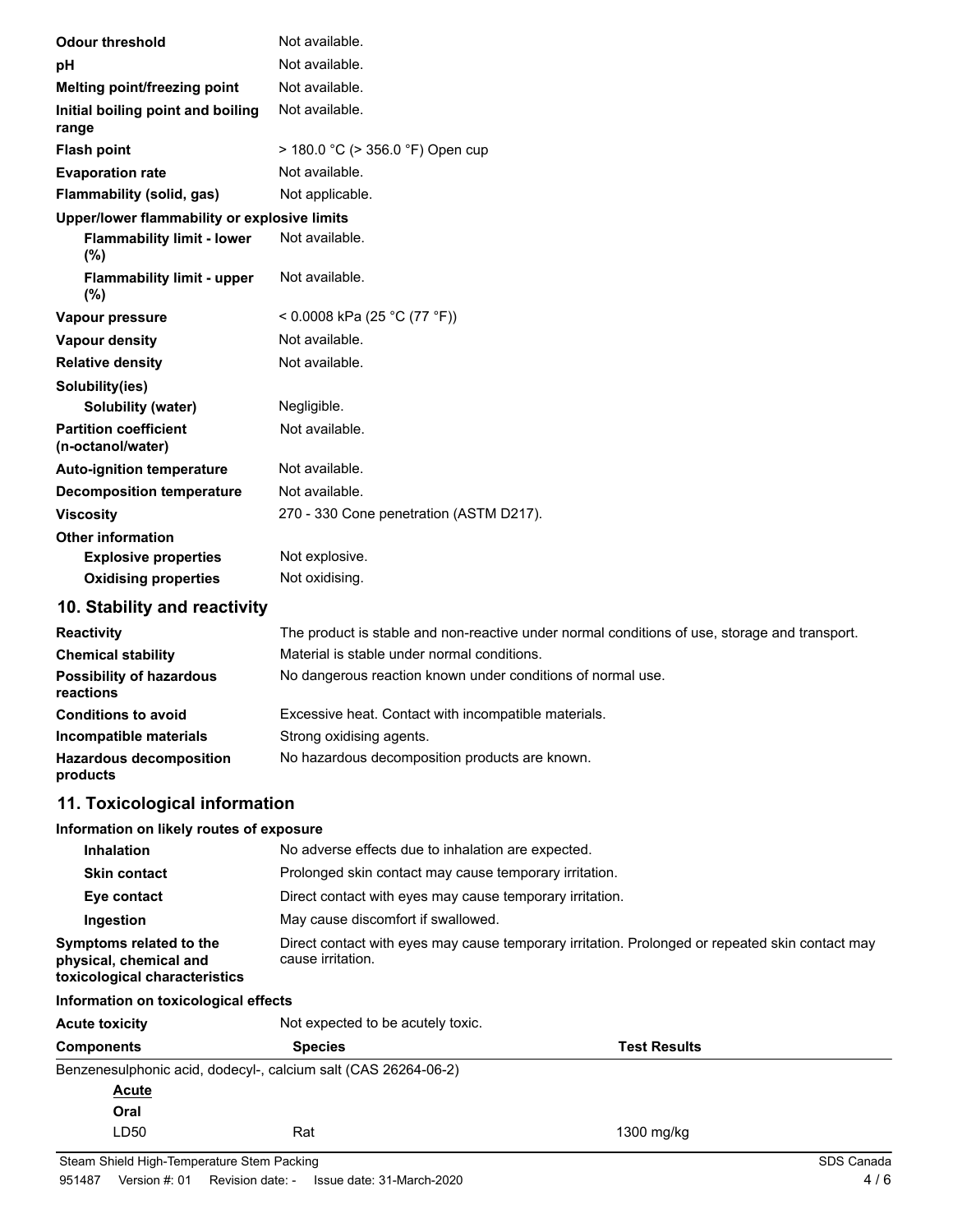| | |
|---|---|
| **Odour threshold** | Not available. |
| **pH** | Not available. |
| **Melting point/freezing point** | Not available. |
| **Initial boiling point and boiling range** | Not available. |
| **Flash point** | > 180.0 °C (> 356.0 °F) Open cup |
| **Evaporation rate** | Not available. |
| **Flammability (solid, gas)** | Not applicable. |
| **Upper/lower flammability or explosive limits** | |
| **Flammability limit - lower (%)** | Not available. |
| **Flammability limit - upper (%)** | Not available. |
| **Vapour pressure** | < 0.0008 kPa (25 °C (77 °F)) |
| **Vapour density** | Not available. |
| **Relative density** | Not available. |
| **Solubility(ies)** | |
| **Solubility (water)** | Negligible. |
| **Partition coefficient (n-octanol/water)** | Not available. |
| **Auto-ignition temperature** | Not available. |
| **Decomposition temperature** | Not available. |
| **Viscosity** | 270 - 330 Cone penetration (ASTM D217). |
| **Other information** | |
| **Explosive properties** | Not explosive. |
| **Oxidising properties** | Not oxidising. |

## 10. Stability and reactivity

| | |
|---|---|
| **Reactivity** | The product is stable and non-reactive under normal conditions of use, storage and transport. |
| **Chemical stability** | Material is stable under normal conditions. |
| **Possibility of hazardous reactions** | No dangerous reaction known under conditions of normal use. |
| **Conditions to avoid** | Excessive heat. Contact with incompatible materials. |
| **Incompatible materials** | Strong oxidising agents. |
| **Hazardous decomposition products** | No hazardous decomposition products are known. |

## 11. Toxicological information

**Information on likely routes of exposure**

| | |
|---|---|
| **Inhalation** | No adverse effects due to inhalation are expected. |
| **Skin contact** | Prolonged skin contact may cause temporary irritation. |
| **Eye contact** | Direct contact with eyes may cause temporary irritation. |
| **Ingestion** | May cause discomfort if swallowed. |
| **Symptoms related to the physical, chemical and toxicological characteristics** | Direct contact with eyes may cause temporary irritation. Prolonged or repeated skin contact may cause irritation. |

**Information on toxicological effects**

**Acute toxicity** Not expected to be acutely toxic.

| Components | Species | Test Results |
|---|---|---|
| Benzenesulphonic acid, dodecyl-, calcium salt (CAS 26264-06-2) | | |
| ***Acute*** | | |
| **Oral** | | |
| LD50 | Rat | 1300 mg/kg |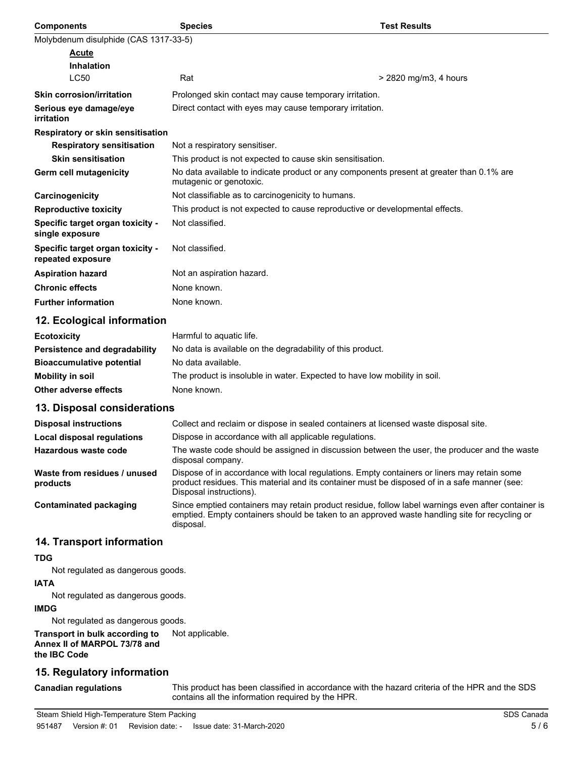| Components | Species | Test Results |
|---|---|---|
| Molybdenum disulphide (CAS 1317-33-5) | | |
| **Acute** | | |
| **Inhalation** | | |
| LC50 | Rat | > 2820 mg/m3, 4 hours |

| | |
|---|---|
| **Skin corrosion/irritation** | Prolonged skin contact may cause temporary irritation. |
| **Serious eye damage/eye irritation** | Direct contact with eyes may cause temporary irritation. |
| **Respiratory or skin sensitisation** | |
| **Respiratory sensitisation** | Not a respiratory sensitiser. |
| **Skin sensitisation** | This product is not expected to cause skin sensitisation. |
| **Germ cell mutagenicity** | No data available to indicate product or any components present at greater than 0.1% are mutagenic or genotoxic. |
| **Carcinogenicity** | Not classifiable as to carcinogenicity to humans. |
| **Reproductive toxicity** | This product is not expected to cause reproductive or developmental effects. |
| **Specific target organ toxicity - single exposure** | Not classified. |
| **Specific target organ toxicity - repeated exposure** | Not classified. |
| **Aspiration hazard** | Not an aspiration hazard. |
| **Chronic effects** | None known. |
| **Further information** | None known. |

## 12. Ecological information

| | |
|---|---|
| **Ecotoxicity** | Harmful to aquatic life. |
| **Persistence and degradability** | No data is available on the degradability of this product. |
| **Bioaccumulative potential** | No data available. |
| **Mobility in soil** | The product is insoluble in water. Expected to have low mobility in soil. |
| **Other adverse effects** | None known. |

## 13. Disposal considerations

| | |
|---|---|
| **Disposal instructions** | Collect and reclaim or dispose in sealed containers at licensed waste disposal site. |
| **Local disposal regulations** | Dispose in accordance with all applicable regulations. |
| **Hazardous waste code** | The waste code should be assigned in discussion between the user, the producer and the waste disposal company. |
| **Waste from residues / unused products** | Dispose of in accordance with local regulations. Empty containers or liners may retain some product residues. This material and its container must be disposed of in a safe manner (see: Disposal instructions). |
| **Contaminated packaging** | Since emptied containers may retain product residue, follow label warnings even after container is emptied. Empty containers should be taken to an approved waste handling site for recycling or disposal. |

## 14. Transport information

**TDG**

Not regulated as dangerous goods.

**IATA**

Not regulated as dangerous goods.

**IMDG**

Not regulated as dangerous goods.

**Transport in bulk according to Annex II of MARPOL 73/78 and the IBC Code** Not applicable.

## 15. Regulatory information

**Canadian regulations** This product has been classified in accordance with the hazard criteria of the HPR and the SDS contains all the information required by the HPR.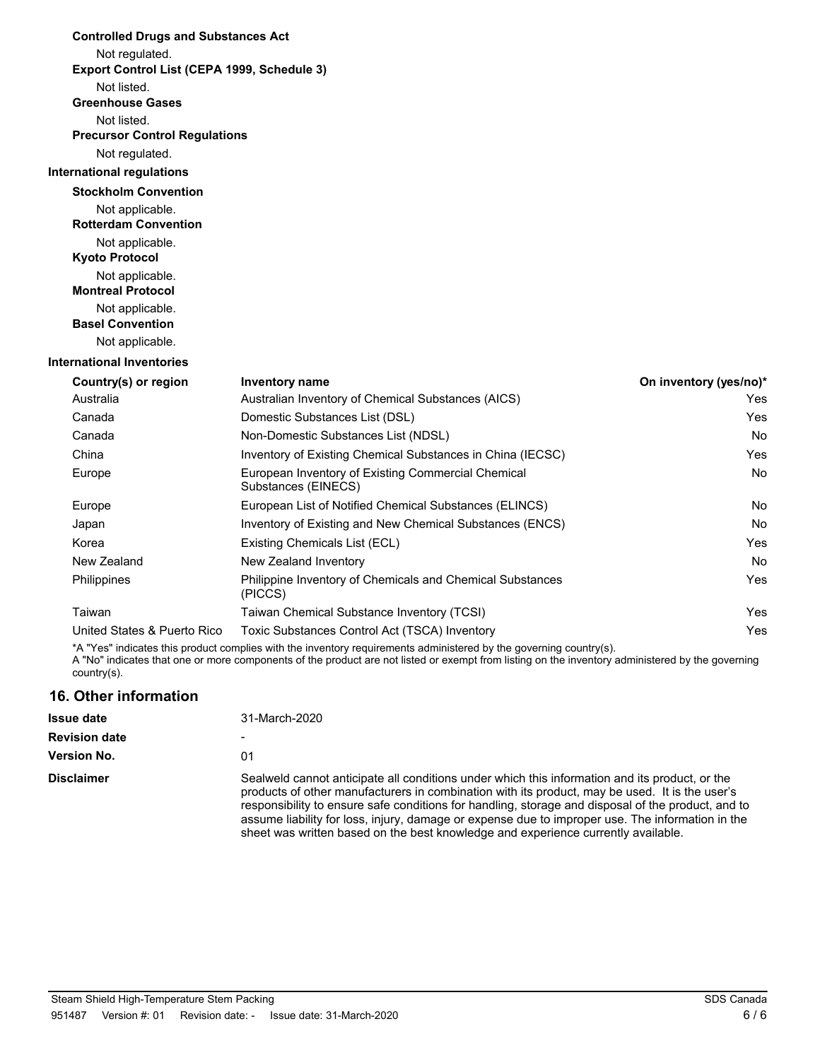**Controlled Drugs and Substances Act**

Not regulated.

**Export Control List (CEPA 1999, Schedule 3)**

Not listed.

**Greenhouse Gases**

Not listed.

**Precursor Control Regulations**

Not regulated.

**International regulations**

**Stockholm Convention**

Not applicable.

**Rotterdam Convention**

Not applicable.

**Kyoto Protocol**

Not applicable.

**Montreal Protocol**

Not applicable.

**Basel Convention**

Not applicable.

**International Inventories**

| Country(s) or region | Inventory name | On inventory (yes/no)* |
|---|---|---|
| Australia | Australian Inventory of Chemical Substances (AICS) | Yes |
| Canada | Domestic Substances List (DSL) | Yes |
| Canada | Non-Domestic Substances List (NDSL) | No |
| China | Inventory of Existing Chemical Substances in China (IECSC) | Yes |
| Europe | European Inventory of Existing Commercial Chemical Substances (EINECS) | No |
| Europe | European List of Notified Chemical Substances (ELINCS) | No |
| Japan | Inventory of Existing and New Chemical Substances (ENCS) | No |
| Korea | Existing Chemicals List (ECL) | Yes |
| New Zealand | New Zealand Inventory | No |
| Philippines | Philippine Inventory of Chemicals and Chemical Substances (PICCS) | Yes |
| Taiwan | Taiwan Chemical Substance Inventory (TCSI) | Yes |
| United States & Puerto Rico | Toxic Substances Control Act (TSCA) Inventory | Yes |

*A "Yes" indicates this product complies with the inventory requirements administered by the governing country(s).
A "No" indicates that one or more components of the product are not listed or exempt from listing on the inventory administered by the governing country(s).

## 16. Other information

**Issue date** 31-March-2020

**Revision date** -

**Version No.** 01

**Disclaimer** Sealweld cannot anticipate all conditions under which this information and its product, or the products of other manufacturers in combination with its product, may be used. It is the user's responsibility to ensure safe conditions for handling, storage and disposal of the product, and to assume liability for loss, injury, damage or expense due to improper use. The information in the sheet was written based on the best knowledge and experience currently available.